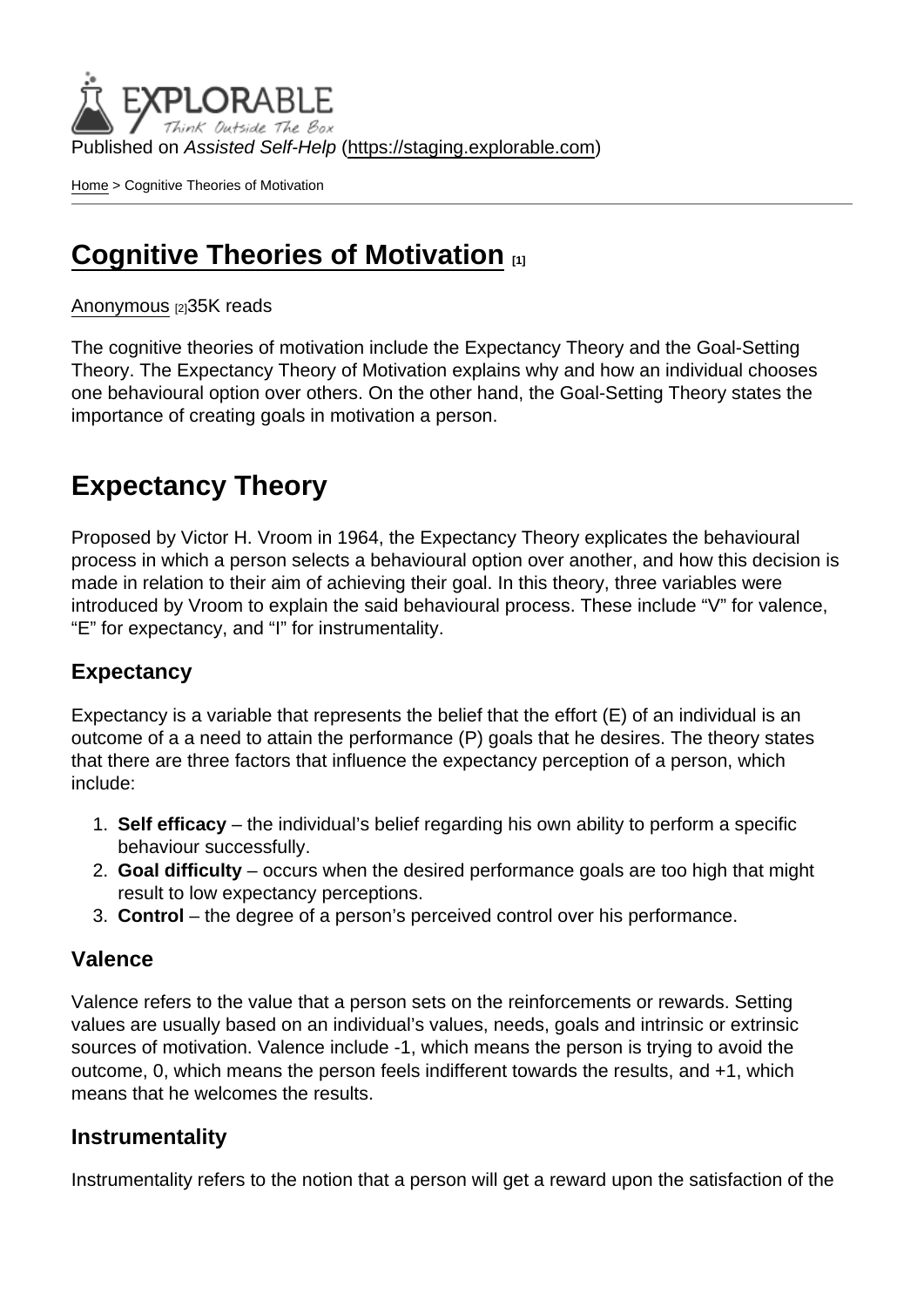Published on *Assisted Self-Help* (https://staging.explorable.com)

Home > Cognitive Theories of Motivation

# Cognitive Theories of Motivation [1]

Anonymous [2]35K reads

The cognitive theories of motivation include the Expectancy Theory and the Goal-Setting Theory. The Expectancy Theory of Motivation explains why and how an individual chooses one behavioural option over others. On the other hand, the Goal-Setting Theory states the importance of creating goals in motivation a person.

## Expectancy Theory

Proposed by Victor H. Vroom in 1964, the Expectancy Theory explicates the behavioural process in which a person selects a behavioural option over another, and how this decision is made in relation to their aim of achieving their goal. In this theory, three variables were introduced by Vroom to explain the said behavioural process. These include "V" for valence, "E" for expectancy, and "I" for instrumentality.

### Expectancy

Expectancy is a variable that represents the belief that the effort (E) of an individual is an outcome of a a need to attain the performance (P) goals that he desires. The theory states that there are three factors that influence the expectancy perception of a person, which include:

1. **Self efficacy** – the individual's belief regarding his own ability to perform a specific behaviour successfully.
2. **Goal difficulty** – occurs when the desired performance goals are too high that might result to low expectancy perceptions.
3. **Control** – the degree of a person's perceived control over his performance.

### Valence

Valence refers to the value that a person sets on the reinforcements or rewards. Setting values are usually based on an individual's values, needs, goals and intrinsic or extrinsic sources of motivation. Valence include -1, which means the person is trying to avoid the outcome, 0, which means the person feels indifferent towards the results, and +1, which means that he welcomes the results.

### Instrumentality

Instrumentality refers to the notion that a person will get a reward upon the satisfaction of the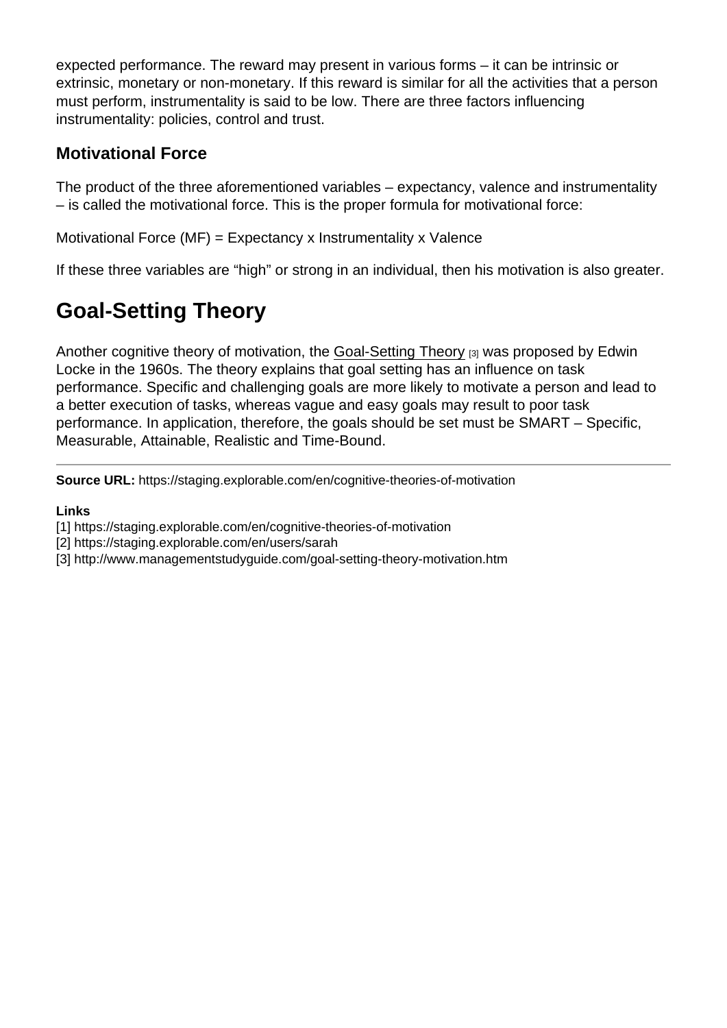expected performance. The reward may present in various forms – it can be intrinsic or extrinsic, monetary or non-monetary. If this reward is similar for all the activities that a person must perform, instrumentality is said to be low. There are three factors influencing instrumentality: policies, control and trust.

### Motivational Force

The product of the three aforementioned variables – expectancy, valence and instrumentality – is called the motivational force. This is the proper formula for motivational force:

Motivational Force (MF) = Expectancy x Instrumentality x Valence

If these three variables are "high" or strong in an individual, then his motivation is also greater.

## Goal-Setting Theory

Another cognitive theory of motivation, the Goal-Setting Theory [3] was proposed by Edwin Locke in the 1960s. The theory explains that goal setting has an influence on task performance. Specific and challenging goals are more likely to motivate a person and lead to a better execution of tasks, whereas vague and easy goals may result to poor task performance. In application, therefore, the goals should be set must be SMART – Specific, Measurable, Attainable, Realistic and Time-Bound.

---

**Source URL:** https://staging.explorable.com/en/cognitive-theories-of-motivation

**Links**
[1] https://staging.explorable.com/en/cognitive-theories-of-motivation
[2] https://staging.explorable.com/en/users/sarah
[3] http://www.managementstudyguide.com/goal-setting-theory-motivation.htm